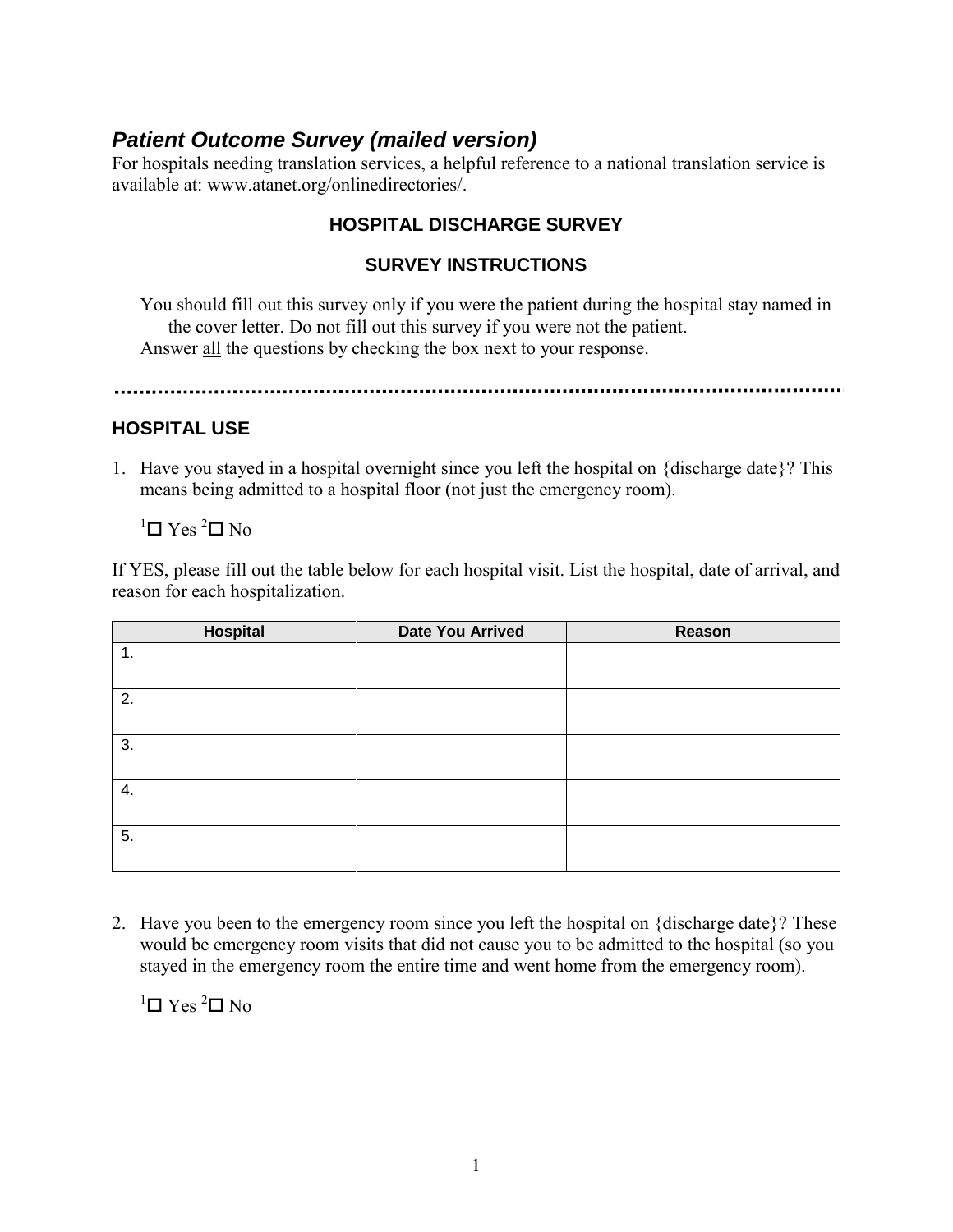## *Patient Outcome Survey (mailed version)*

For hospitals needing translation services, a helpful reference to a national translation service is available at: www.atanet.org/onlinedirectories/.

### HOSPITAL DISCHARGE SURVEY

### SURVEY INSTRUCTIONS

You should fill out this survey only if you were the patient during the hospital stay named in the cover letter. Do not fill out this survey if you were not the patient.

Answer <u>all</u> the questions by checking the box next to your response.

---

### HOSPITAL USE

1. Have you stayed in a hospital overnight since you left the hospital on {discharge date}? This means being admitted to a hospital floor (not just the emergency room).

   [1] ☐ Yes [2] ☐ No

If YES, please fill out the table below for each hospital visit. List the hospital, date of arrival, and reason for each hospitalization.

| Hospital | Date You Arrived | Reason |
|---|---|---|
| 1. | | |
| 2. | | |
| 3. | | |
| 4. | | |
| 5. | | |

2. Have you been to the emergency room since you left the hospital on {discharge date}? These would be emergency room visits that did not cause you to be admitted to the hospital (so you stayed in the emergency room the entire time and went home from the emergency room).

   [1] ☐ Yes [2] ☐ No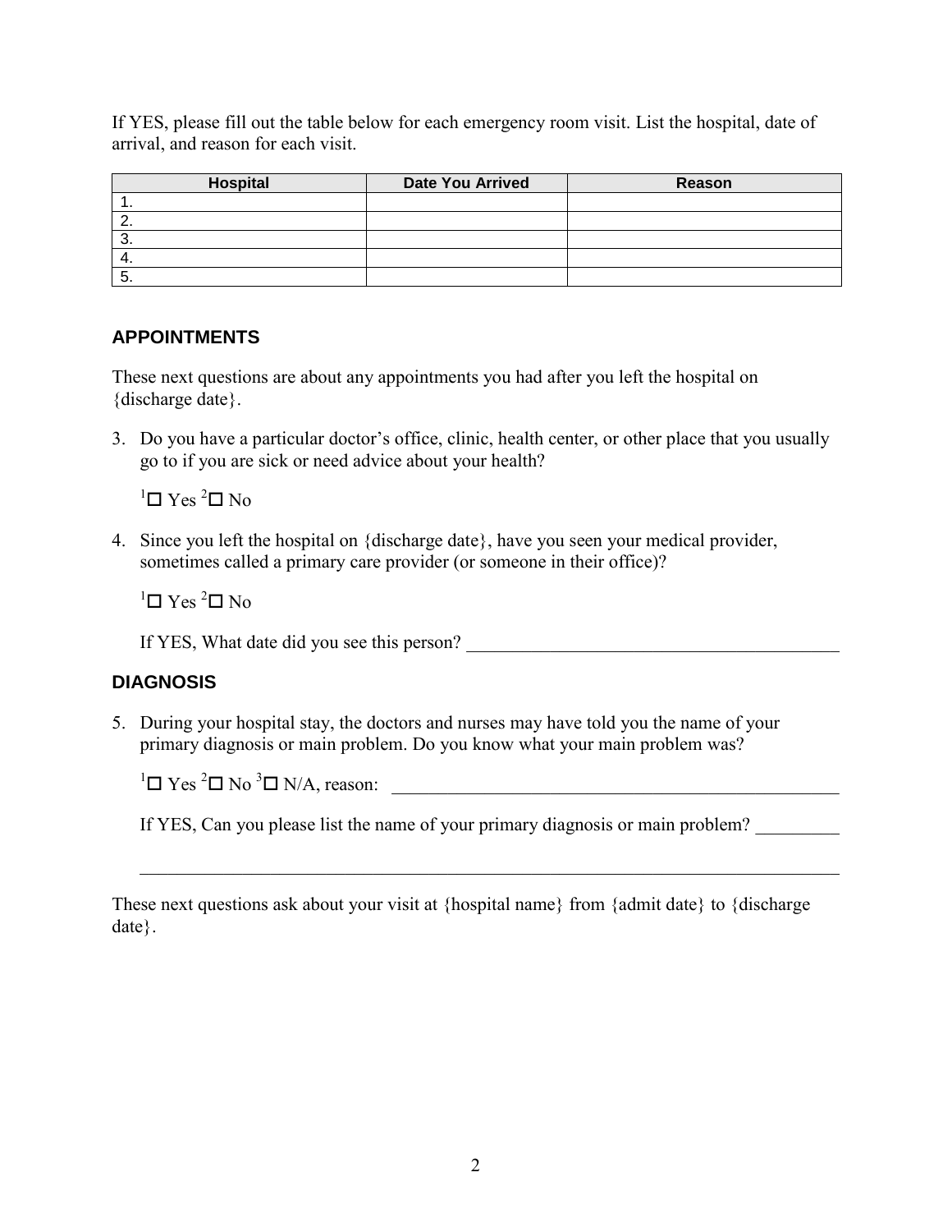If YES, please fill out the table below for each emergency room visit. List the hospital, date of arrival, and reason for each visit.

| Hospital | Date You Arrived | Reason |
|---|---|---|
| 1. | | |
| 2. | | |
| 3. | | |
| 4. | | |
| 5. | | |

## APPOINTMENTS

These next questions are about any appointments you had after you left the hospital on {discharge date}.

3. Do you have a particular doctor's office, clinic, health center, or other place that you usually go to if you are sick or need advice about your health?

   [1] ☐ Yes [2] ☐ No

4. Since you left the hospital on {discharge date}, have you seen your medical provider, sometimes called a primary care provider (or someone in their office)?

   [1] ☐ Yes [2] ☐ No

   If YES, What date did you see this person? ________________________________________

## DIAGNOSIS

5. During your hospital stay, the doctors and nurses may have told you the name of your primary diagnosis or main problem. Do you know what your main problem was?

   [1] ☐ Yes [2] ☐ No [3] ☐ N/A, reason: ________________________________________

   If YES, Can you please list the name of your primary diagnosis or main problem? _________

   ________________________________________________________________________

These next questions ask about your visit at {hospital name} from {admit date} to {discharge date}.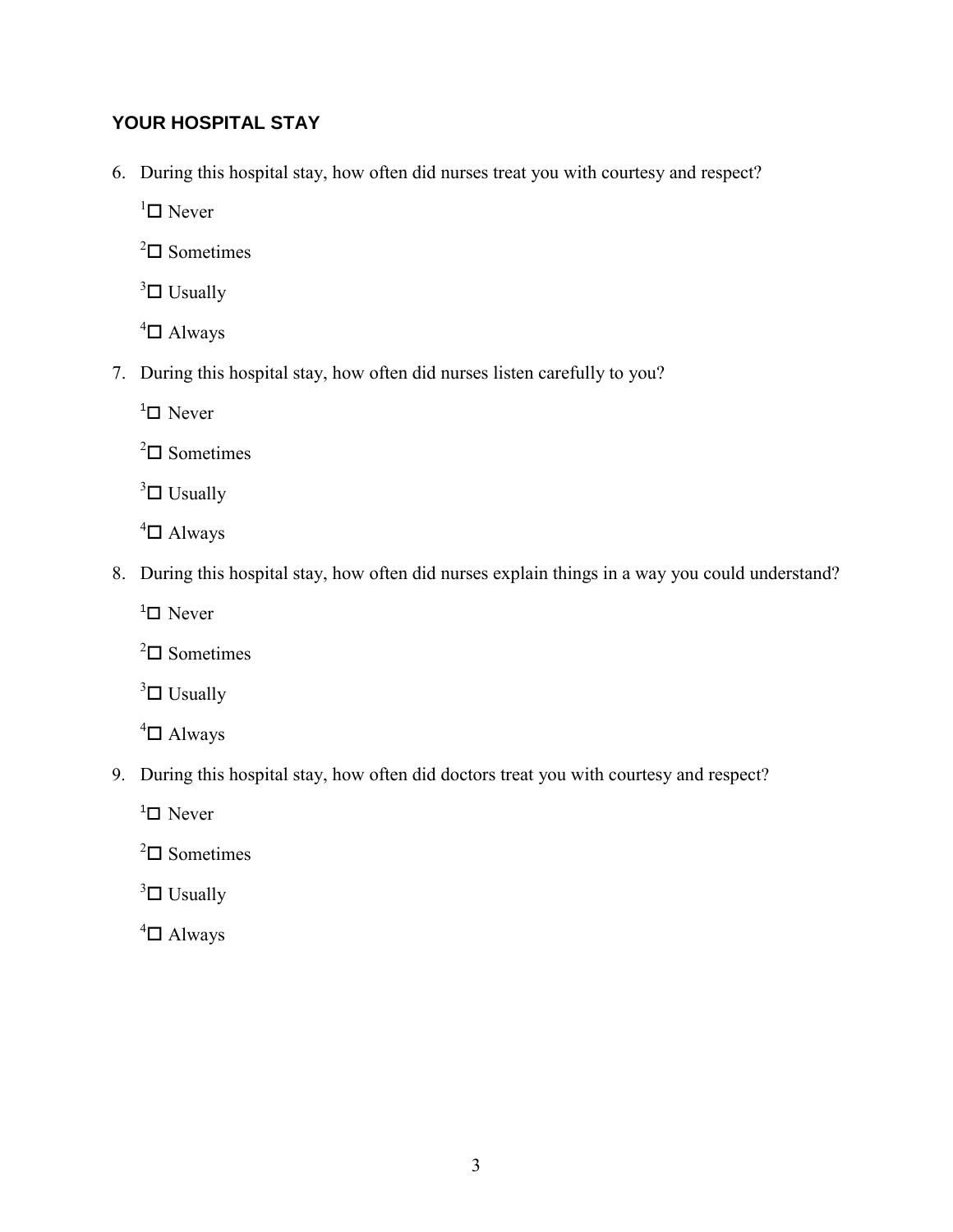## YOUR HOSPITAL STAY

6. During this hospital stay, how often did nurses treat you with courtesy and respect?

   [1] ☐ Never

   [2] ☐ Sometimes

   [3] ☐ Usually

   [4] ☐ Always

7. During this hospital stay, how often did nurses listen carefully to you?

   [1] ☐ Never

   [2] ☐ Sometimes

   [3] ☐ Usually

   [4] ☐ Always

8. During this hospital stay, how often did nurses explain things in a way you could understand?

   [1] ☐ Never

   [2] ☐ Sometimes

   [3] ☐ Usually

   [4] ☐ Always

9. During this hospital stay, how often did doctors treat you with courtesy and respect?

   [1] ☐ Never

   [2] ☐ Sometimes

   [3] ☐ Usually

   [4] ☐ Always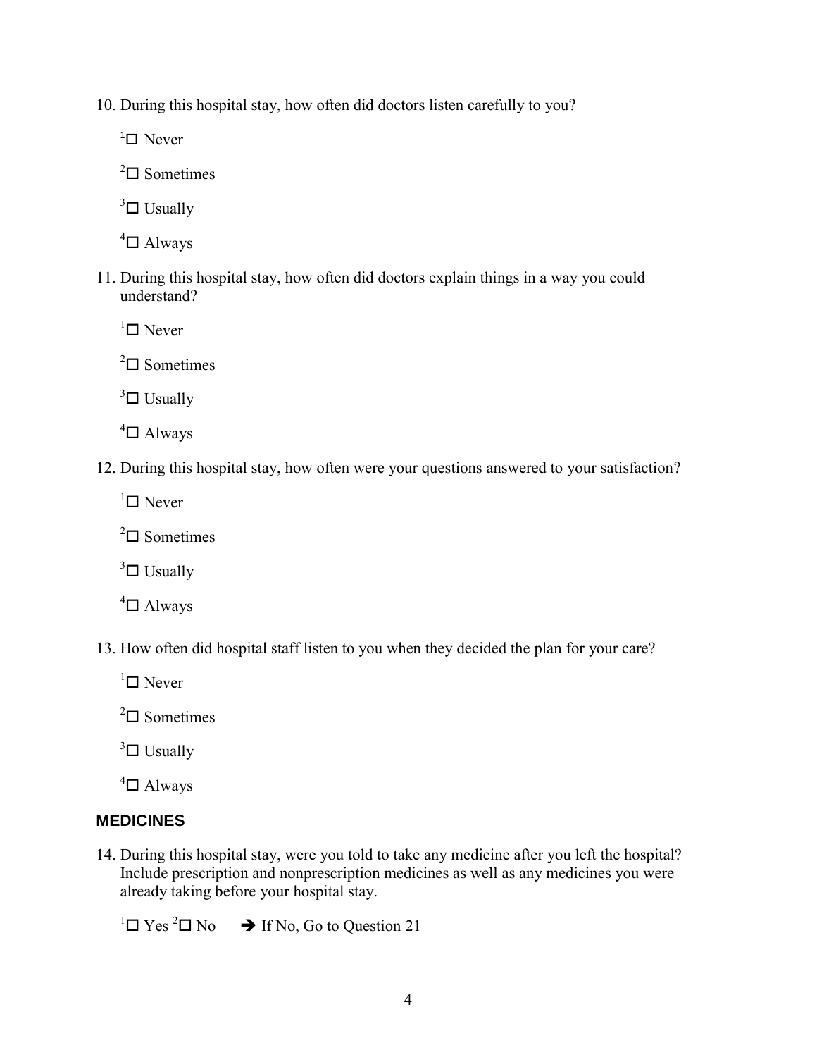10. During this hospital stay, how often did doctors listen carefully to you?

    [1]☐ Never

    [2]☐ Sometimes

    [3]☐ Usually

    [4]☐ Always

11. During this hospital stay, how often did doctors explain things in a way you could understand?

    [1]☐ Never

    [2]☐ Sometimes

    [3]☐ Usually

    [4]☐ Always

12. During this hospital stay, how often were your questions answered to your satisfaction?

    [1]☐ Never

    [2]☐ Sometimes

    [3]☐ Usually

    [4]☐ Always

13. How often did hospital staff listen to you when they decided the plan for your care?

    [1]☐ Never

    [2]☐ Sometimes

    [3]☐ Usually

    [4]☐ Always

## MEDICINES

14. During this hospital stay, were you told to take any medicine after you left the hospital? Include prescription and nonprescription medicines as well as any medicines you were already taking before your hospital stay.

    [1]☐ Yes [2]☐ No ➔ If No, Go to Question 21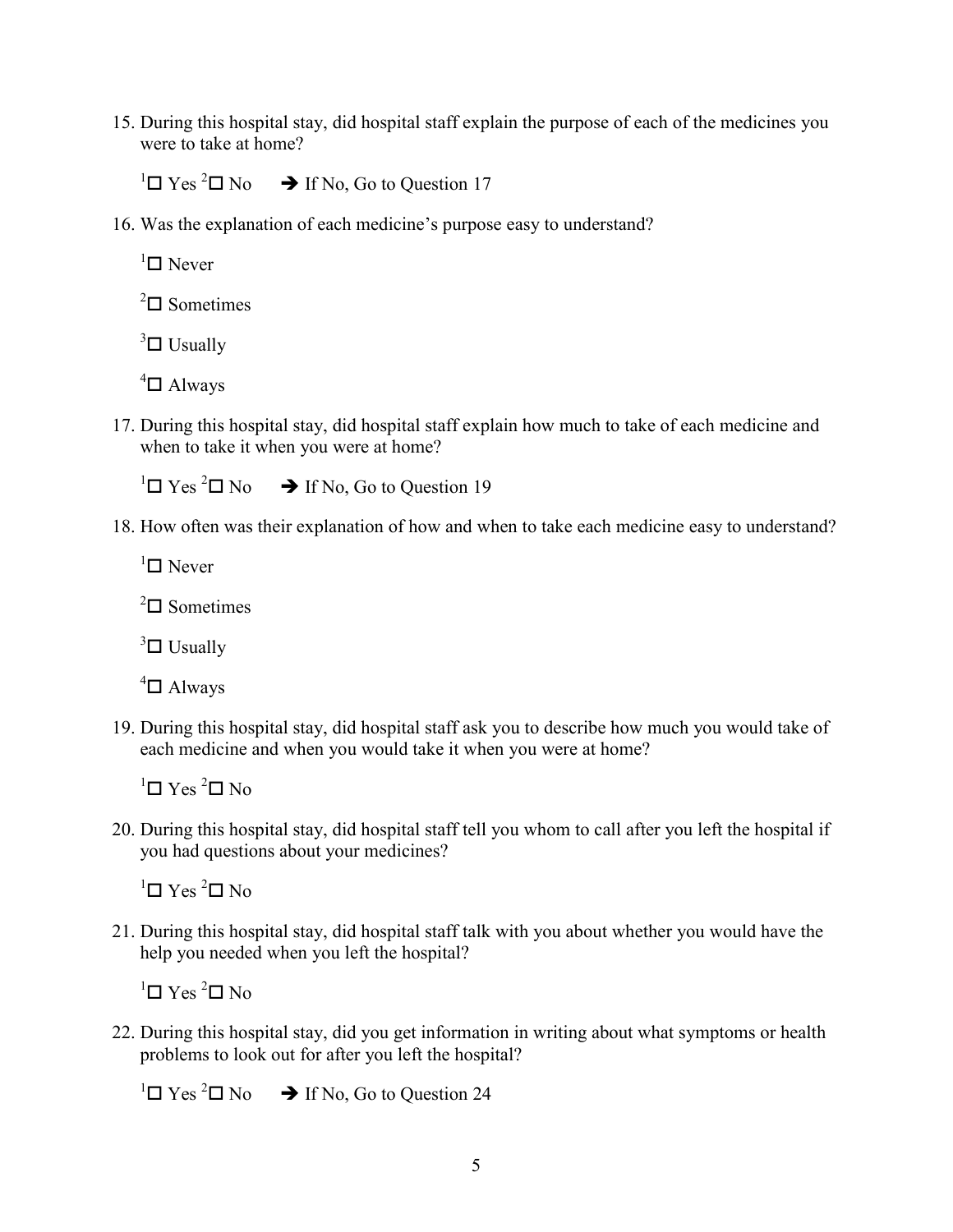15. During this hospital stay, did hospital staff explain the purpose of each of the medicines you were to take at home?

   [1]☐ Yes [2]☐ No → If No, Go to Question 17

16. Was the explanation of each medicine's purpose easy to understand?

   [1]☐ Never

   [2]☐ Sometimes

   [3]☐ Usually

   [4]☐ Always

17. During this hospital stay, did hospital staff explain how much to take of each medicine and when to take it when you were at home?

   [1]☐ Yes [2]☐ No → If No, Go to Question 19

18. How often was their explanation of how and when to take each medicine easy to understand?

   [1]☐ Never

   [2]☐ Sometimes

   [3]☐ Usually

   [4]☐ Always

19. During this hospital stay, did hospital staff ask you to describe how much you would take of each medicine and when you would take it when you were at home?

   [1]☐ Yes [2]☐ No

20. During this hospital stay, did hospital staff tell you whom to call after you left the hospital if you had questions about your medicines?

   [1]☐ Yes [2]☐ No

21. During this hospital stay, did hospital staff talk with you about whether you would have the help you needed when you left the hospital?

   [1]☐ Yes [2]☐ No

22. During this hospital stay, did you get information in writing about what symptoms or health problems to look out for after you left the hospital?

   [1]☐ Yes [2]☐ No → If No, Go to Question 24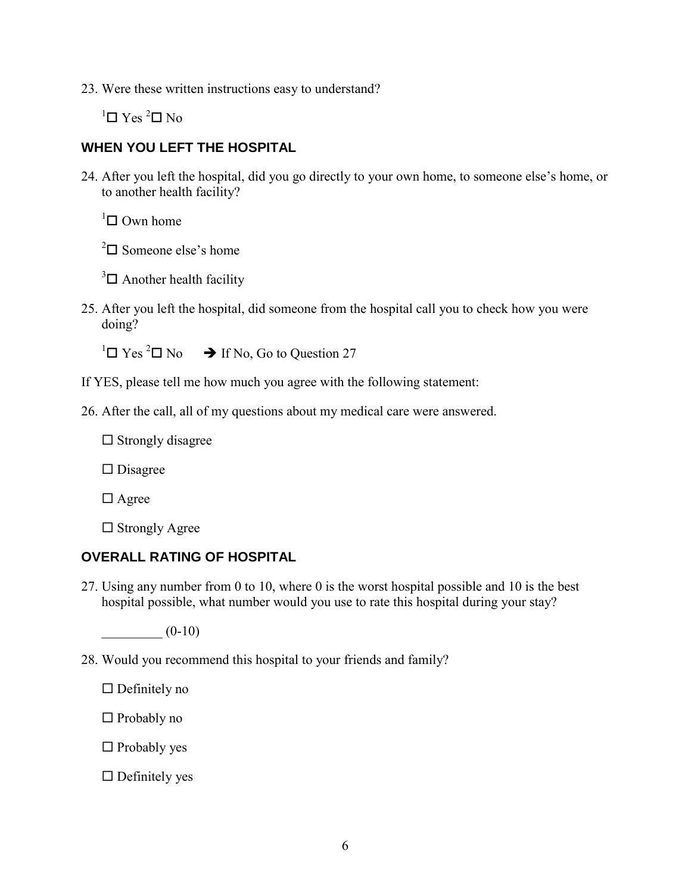23. Were these written instructions easy to understand?

 [1]☐ Yes [2]☐ No

## WHEN YOU LEFT THE HOSPITAL

24. After you left the hospital, did you go directly to your own home, to someone else's home, or to another health facility?

 [1]☐ Own home

 [2]☐ Someone else's home

 [3]☐ Another health facility

25. After you left the hospital, did someone from the hospital call you to check how you were doing?

 [1]☐ Yes [2]☐ No  ➔ If No, Go to Question 27

If YES, please tell me how much you agree with the following statement:

26. After the call, all of my questions about my medical care were answered.

 ☐ Strongly disagree

 ☐ Disagree

 ☐ Agree

 ☐ Strongly Agree

## OVERALL RATING OF HOSPITAL

27. Using any number from 0 to 10, where 0 is the worst hospital possible and 10 is the best hospital possible, what number would you use to rate this hospital during your stay?

 _________ (0-10)

28. Would you recommend this hospital to your friends and family?

 ☐ Definitely no

 ☐ Probably no

 ☐ Probably yes

 ☐ Definitely yes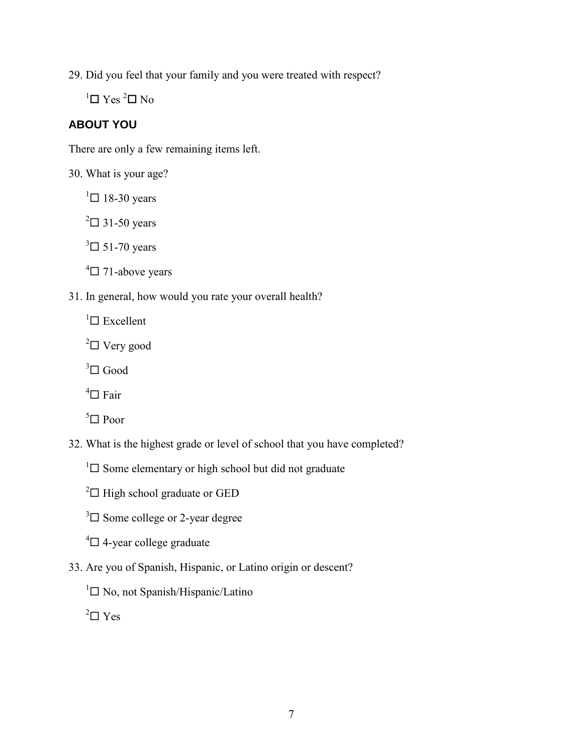29. Did you feel that your family and you were treated with respect?

[1]☐ Yes [2]☐ No

## ABOUT YOU

There are only a few remaining items left.

30. What is your age?

[1]☐ 18-30 years

[2]☐ 31-50 years

[3]☐ 51-70 years

[4]☐ 71-above years

31. In general, how would you rate your overall health?

[1]☐ Excellent

[2]☐ Very good

[3]☐ Good

[4]☐ Fair

[5]☐ Poor

32. What is the highest grade or level of school that you have completed?

[1]☐ Some elementary or high school but did not graduate

[2]☐ High school graduate or GED

[3]☐ Some college or 2-year degree

[4]☐ 4-year college graduate

33. Are you of Spanish, Hispanic, or Latino origin or descent?

[1]☐ No, not Spanish/Hispanic/Latino

[2]☐ Yes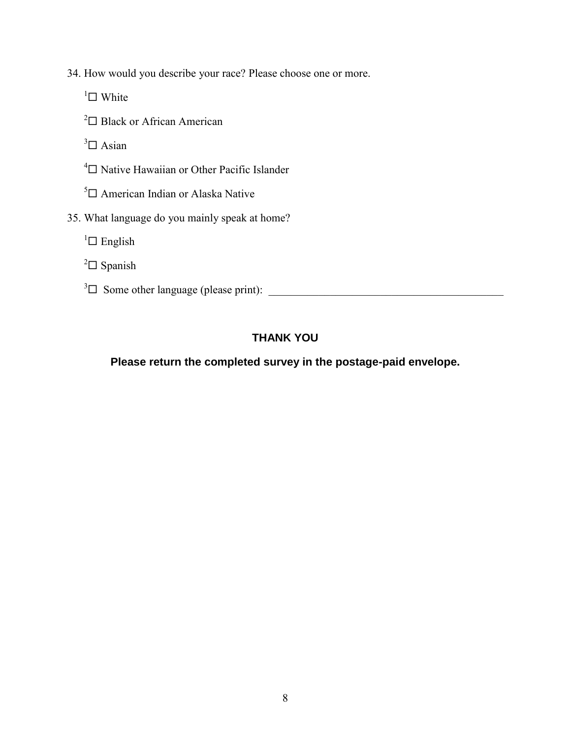34. How would you describe your race? Please choose one or more.

   [1]☐ White

   [2]☐ Black or African American

   [3]☐ Asian

   [4]☐ Native Hawaiian or Other Pacific Islander

   [5]☐ American Indian or Alaska Native

35. What language do you mainly speak at home?

   [1]☐ English

   [2]☐ Spanish

   [3]☐ Some other language (please print): ___________________________________________

**THANK YOU**

**Please return the completed survey in the postage-paid envelope.**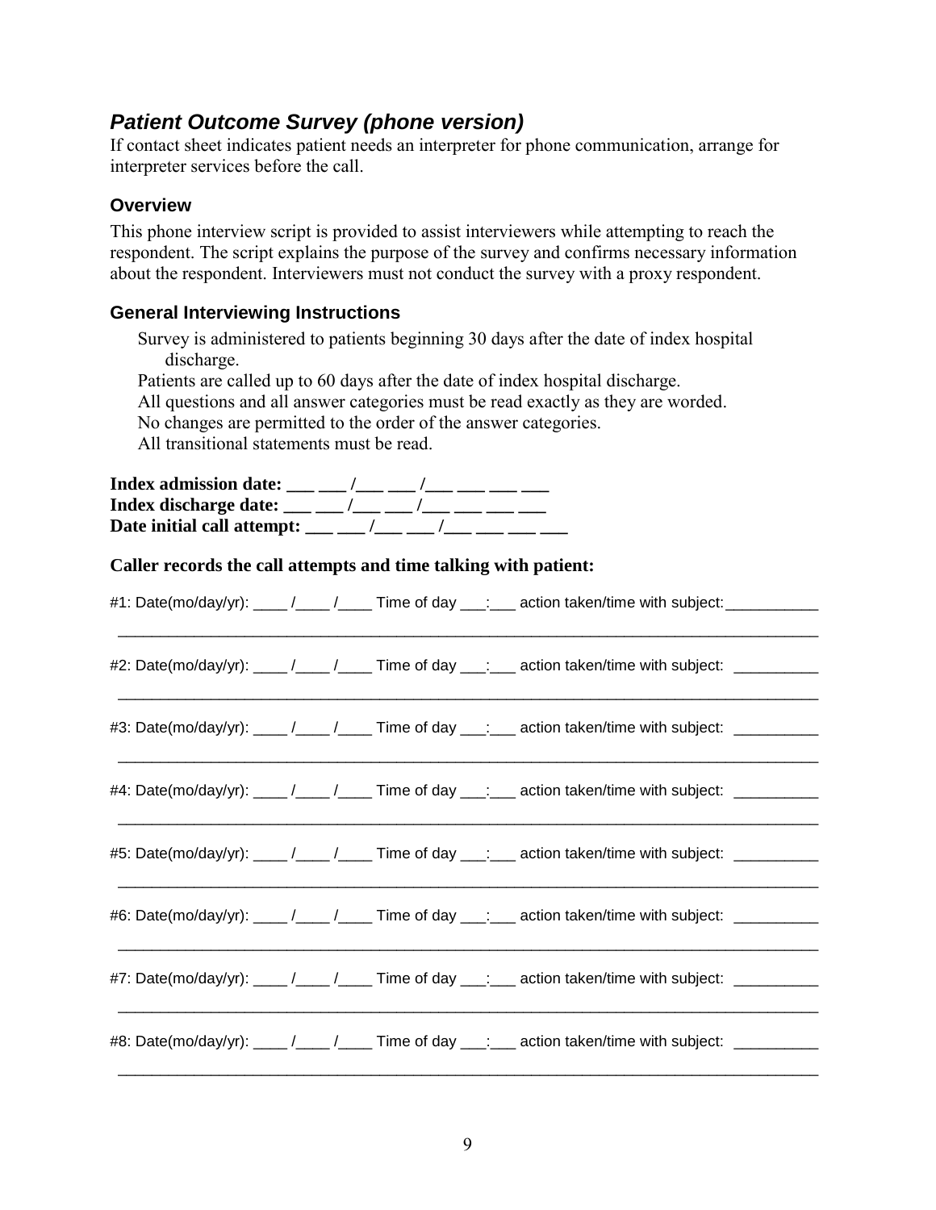## *Patient Outcome Survey (phone version)*

If contact sheet indicates patient needs an interpreter for phone communication, arrange for interpreter services before the call.

### Overview

This phone interview script is provided to assist interviewers while attempting to reach the respondent. The script explains the purpose of the survey and confirms necessary information about the respondent. Interviewers must not conduct the survey with a proxy respondent.

### General Interviewing Instructions

Survey is administered to patients beginning 30 days after the date of index hospital discharge.
Patients are called up to 60 days after the date of index hospital discharge.
All questions and all answer categories must be read exactly as they are worded.
No changes are permitted to the order of the answer categories.
All transitional statements must be read.

**Index admission date: ___ ___ /___ ___ /___ ___ ___ ___**
**Index discharge date: ___ ___ /___ ___ /___ ___ ___ ___**
**Date initial call attempt: ___ ___ /___ ___ /___ ___ ___ ___**

**Caller records the call attempts and time talking with patient:**

#1: Date(mo/day/yr): ____ /____ /____ Time of day ___:___ action taken/time with subject: ___________
_____________________________________________________________________________

#2: Date(mo/day/yr): ____ /____ /____ Time of day ___:___ action taken/time with subject: __________
_____________________________________________________________________________

#3: Date(mo/day/yr): ____ /____ /____ Time of day ___:___ action taken/time with subject: __________
_____________________________________________________________________________

#4: Date(mo/day/yr): ____ /____ /____ Time of day ___:___ action taken/time with subject: __________
_____________________________________________________________________________

#5: Date(mo/day/yr): ____ /____ /____ Time of day ___:___ action taken/time with subject: __________
_____________________________________________________________________________

#6: Date(mo/day/yr): ____ /____ /____ Time of day ___:___ action taken/time with subject: __________
_____________________________________________________________________________

#7: Date(mo/day/yr): ____ /____ /____ Time of day ___:___ action taken/time with subject: __________
_____________________________________________________________________________

#8: Date(mo/day/yr): ____ /____ /____ Time of day ___:___ action taken/time with subject: __________
_____________________________________________________________________________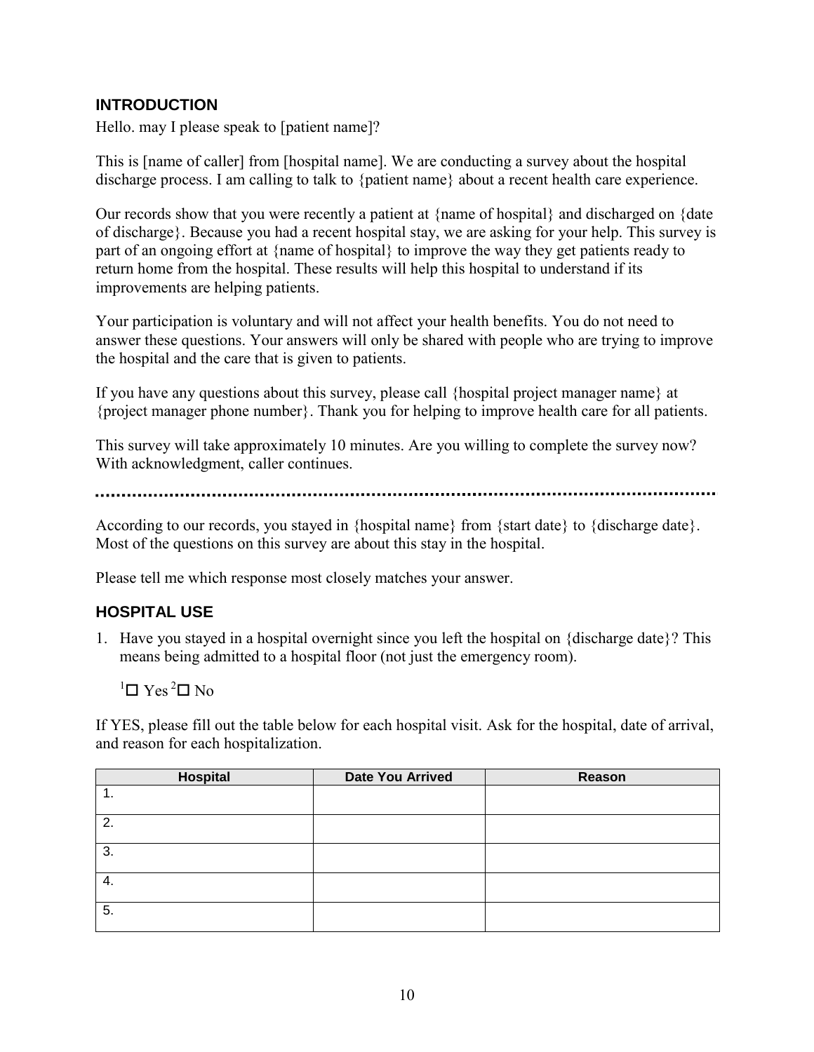## INTRODUCTION

Hello. may I please speak to [patient name]?

This is [name of caller] from [hospital name]. We are conducting a survey about the hospital discharge process. I am calling to talk to {patient name} about a recent health care experience.

Our records show that you were recently a patient at {name of hospital} and discharged on {date of discharge}. Because you had a recent hospital stay, we are asking for your help. This survey is part of an ongoing effort at {name of hospital} to improve the way they get patients ready to return home from the hospital. These results will help this hospital to understand if its improvements are helping patients.

Your participation is voluntary and will not affect your health benefits. You do not need to answer these questions. Your answers will only be shared with people who are trying to improve the hospital and the care that is given to patients.

If you have any questions about this survey, please call {hospital project manager name} at {project manager phone number}. Thank you for helping to improve health care for all patients.

This survey will take approximately 10 minutes. Are you willing to complete the survey now? With acknowledgment, caller continues.

---

According to our records, you stayed in {hospital name} from {start date} to {discharge date}. Most of the questions on this survey are about this stay in the hospital.

Please tell me which response most closely matches your answer.

## HOSPITAL USE

1. Have you stayed in a hospital overnight since you left the hospital on {discharge date}? This means being admitted to a hospital floor (not just the emergency room).

   [1] ☐ Yes [2] ☐ No

If YES, please fill out the table below for each hospital visit. Ask for the hospital, date of arrival, and reason for each hospitalization.

| Hospital | Date You Arrived | Reason |
|---|---|---|
| 1. | | |
| 2. | | |
| 3. | | |
| 4. | | |
| 5. | | |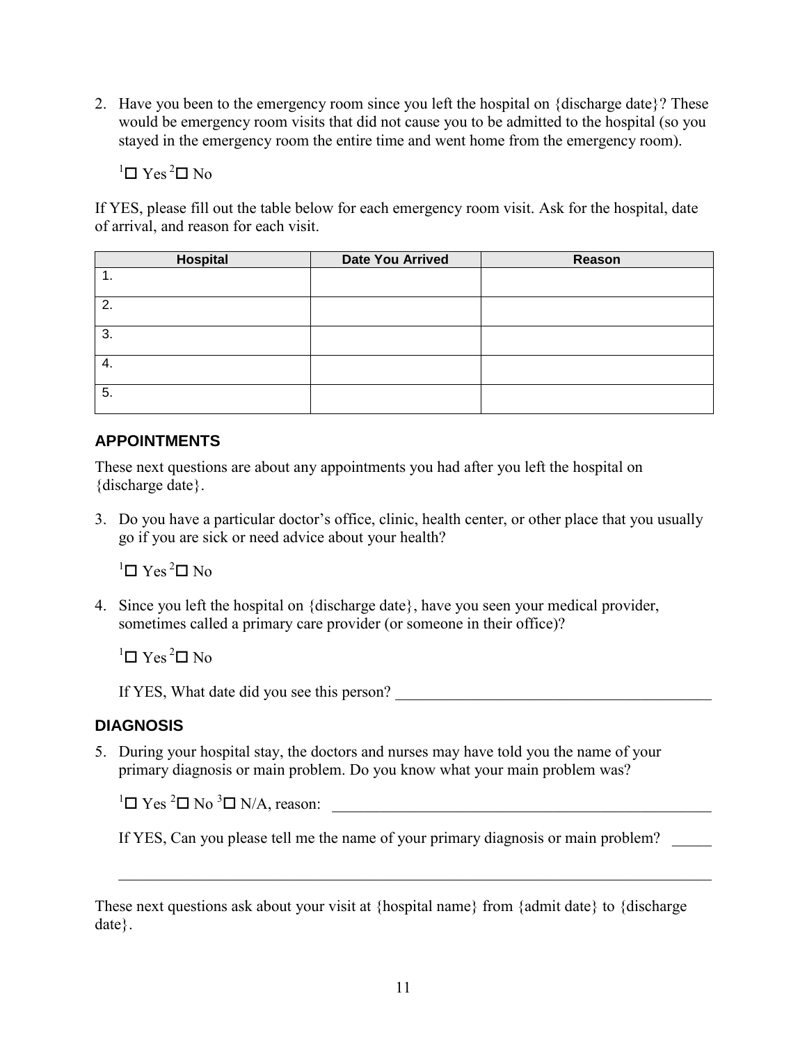2. Have you been to the emergency room since you left the hospital on {discharge date}? These would be emergency room visits that did not cause you to be admitted to the hospital (so you stayed in the emergency room the entire time and went home from the emergency room).

   [1]☐ Yes [2]☐ No

If YES, please fill out the table below for each emergency room visit. Ask for the hospital, date of arrival, and reason for each visit.

| Hospital | Date You Arrived | Reason |
|---|---|---|
| 1. | | |
| 2. | | |
| 3. | | |
| 4. | | |
| 5. | | |

## APPOINTMENTS

These next questions are about any appointments you had after you left the hospital on {discharge date}.

3. Do you have a particular doctor's office, clinic, health center, or other place that you usually go if you are sick or need advice about your health?

   [1]☐ Yes [2]☐ No

4. Since you left the hospital on {discharge date}, have you seen your medical provider, sometimes called a primary care provider (or someone in their office)?

   [1]☐ Yes [2]☐ No

   If YES, What date did you see this person? ________________________________________

## DIAGNOSIS

5. During your hospital stay, the doctors and nurses may have told you the name of your primary diagnosis or main problem. Do you know what your main problem was?

   [1]☐ Yes [2]☐ No [3]☐ N/A, reason: ________________________________________

   If YES, Can you please tell me the name of your primary diagnosis or main problem? _____

   ________________________________________________________________________

These next questions ask about your visit at {hospital name} from {admit date} to {discharge date}.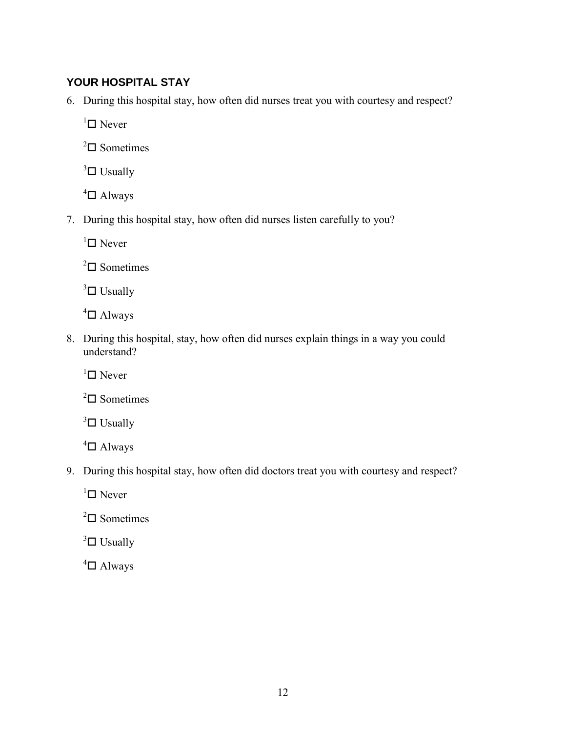## YOUR HOSPITAL STAY

6. During this hospital stay, how often did nurses treat you with courtesy and respect?

   [1] ☐ Never

   [2] ☐ Sometimes

   [3] ☐ Usually

   [4] ☐ Always

7. During this hospital stay, how often did nurses listen carefully to you?

   [1] ☐ Never

   [2] ☐ Sometimes

   [3] ☐ Usually

   [4] ☐ Always

8. During this hospital, stay, how often did nurses explain things in a way you could understand?

   [1] ☐ Never

   [2] ☐ Sometimes

   [3] ☐ Usually

   [4] ☐ Always

9. During this hospital stay, how often did doctors treat you with courtesy and respect?

   [1] ☐ Never

   [2] ☐ Sometimes

   [3] ☐ Usually

   [4] ☐ Always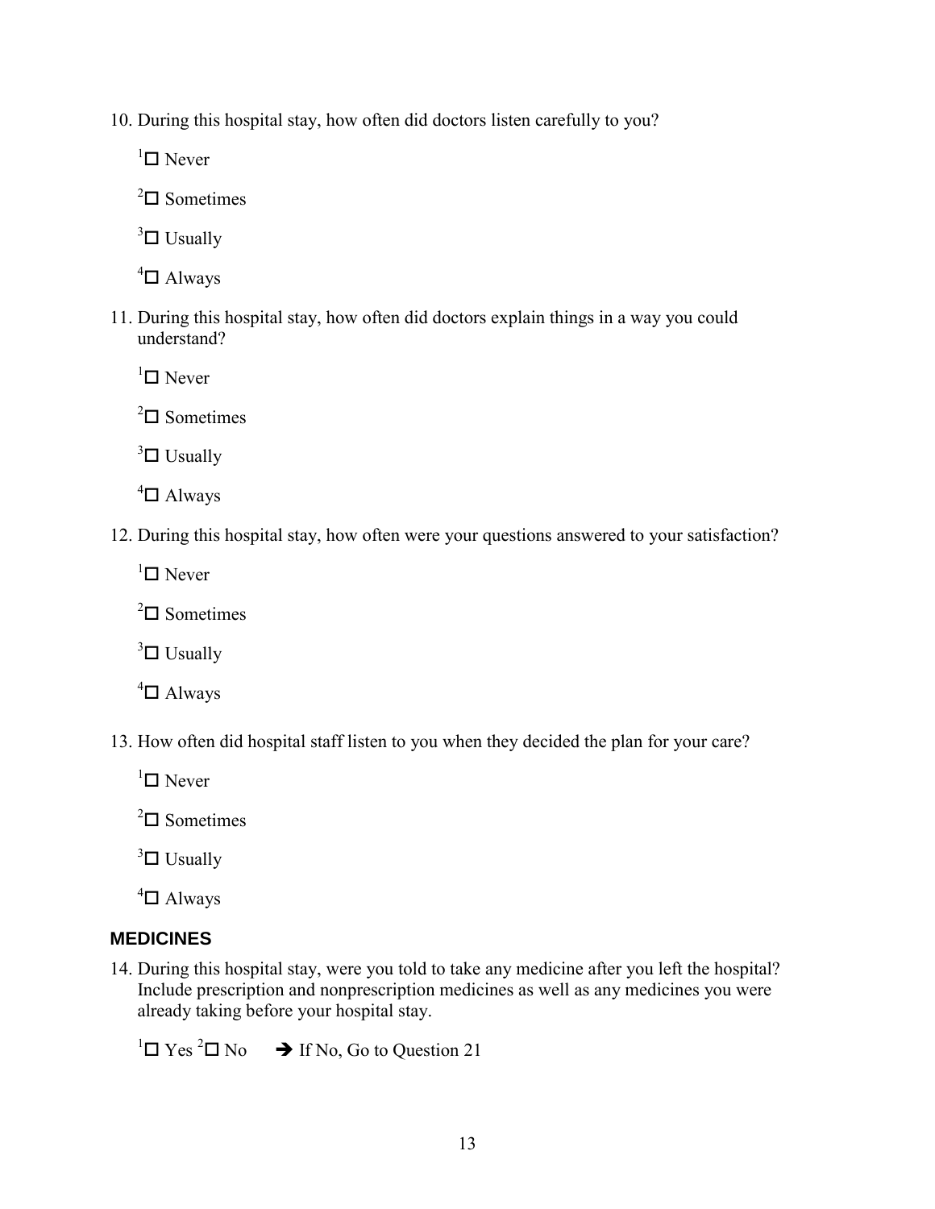10. During this hospital stay, how often did doctors listen carefully to you?

   [1]☐ Never

   [2]☐ Sometimes

   [3]☐ Usually

   [4]☐ Always

11. During this hospital stay, how often did doctors explain things in a way you could understand?

   [1]☐ Never

   [2]☐ Sometimes

   [3]☐ Usually

   [4]☐ Always

12. During this hospital stay, how often were your questions answered to your satisfaction?

   [1]☐ Never

   [2]☐ Sometimes

   [3]☐ Usually

   [4]☐ Always

13. How often did hospital staff listen to you when they decided the plan for your care?

   [1]☐ Never

   [2]☐ Sometimes

   [3]☐ Usually

   [4]☐ Always

## MEDICINES

14. During this hospital stay, were you told to take any medicine after you left the hospital? Include prescription and nonprescription medicines as well as any medicines you were already taking before your hospital stay.

   [1]☐ Yes [2]☐ No → If No, Go to Question 21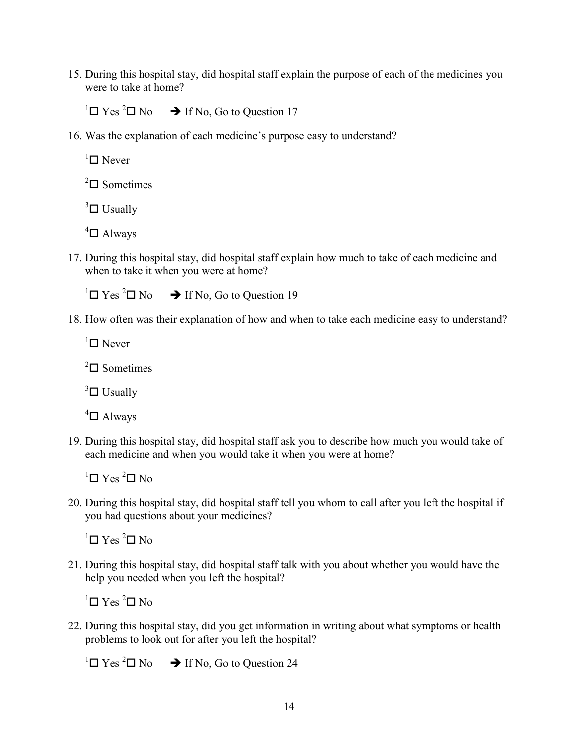15. During this hospital stay, did hospital staff explain the purpose of each of the medicines you were to take at home?

    [1] ☐ Yes [2] ☐ No → If No, Go to Question 17

16. Was the explanation of each medicine's purpose easy to understand?

    [1] ☐ Never

    [2] ☐ Sometimes

    [3] ☐ Usually

    [4] ☐ Always

17. During this hospital stay, did hospital staff explain how much to take of each medicine and when to take it when you were at home?

    [1] ☐ Yes [2] ☐ No → If No, Go to Question 19

18. How often was their explanation of how and when to take each medicine easy to understand?

    [1] ☐ Never

    [2] ☐ Sometimes

    [3] ☐ Usually

    [4] ☐ Always

19. During this hospital stay, did hospital staff ask you to describe how much you would take of each medicine and when you would take it when you were at home?

    [1] ☐ Yes [2] ☐ No

20. During this hospital stay, did hospital staff tell you whom to call after you left the hospital if you had questions about your medicines?

    [1] ☐ Yes [2] ☐ No

21. During this hospital stay, did hospital staff talk with you about whether you would have the help you needed when you left the hospital?

    [1] ☐ Yes [2] ☐ No

22. During this hospital stay, did you get information in writing about what symptoms or health problems to look out for after you left the hospital?

    [1] ☐ Yes [2] ☐ No → If No, Go to Question 24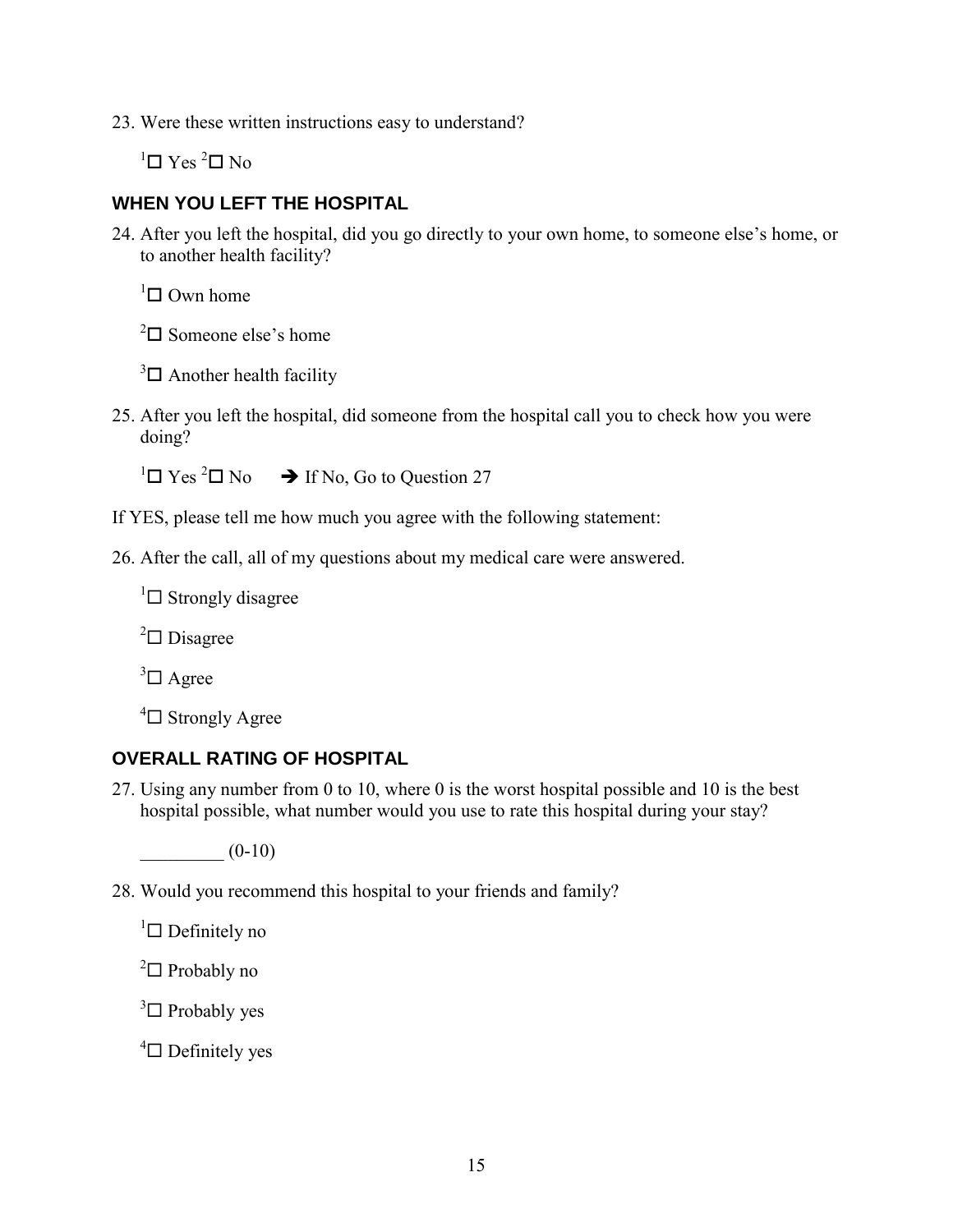23. Were these written instructions easy to understand?

    [1]☐ Yes [2]☐ No

## WHEN YOU LEFT THE HOSPITAL

24. After you left the hospital, did you go directly to your own home, to someone else's home, or to another health facility?

    [1]☐ Own home

    [2]☐ Someone else's home

    [3]☐ Another health facility

25. After you left the hospital, did someone from the hospital call you to check how you were doing?

    [1]☐ Yes [2]☐ No ➔ If No, Go to Question 27

If YES, please tell me how much you agree with the following statement:

26. After the call, all of my questions about my medical care were answered.

    [1]☐ Strongly disagree

    [2]☐ Disagree

    [3]☐ Agree

    [4]☐ Strongly Agree

## OVERALL RATING OF HOSPITAL

27. Using any number from 0 to 10, where 0 is the worst hospital possible and 10 is the best hospital possible, what number would you use to rate this hospital during your stay?

    _________ (0-10)

28. Would you recommend this hospital to your friends and family?

    [1]☐ Definitely no

    [2]☐ Probably no

    [3]☐ Probably yes

    [4]☐ Definitely yes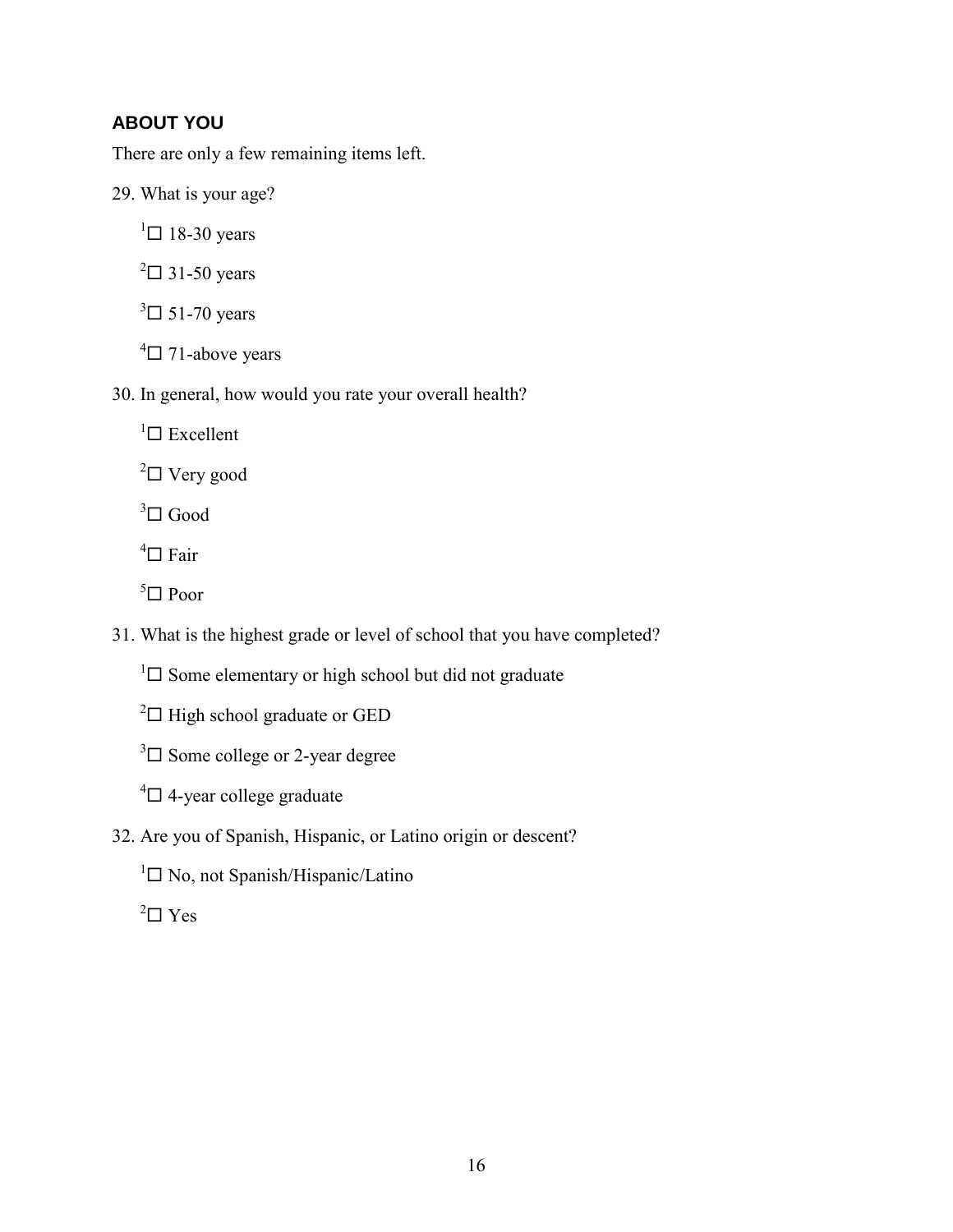## ABOUT YOU

There are only a few remaining items left.

29. What is your age?

   [1]☐ 18-30 years

   [2]☐ 31-50 years

   [3]☐ 51-70 years

   [4]☐ 71-above years

30. In general, how would you rate your overall health?

   [1]☐ Excellent

   [2]☐ Very good

   [3]☐ Good

   [4]☐ Fair

   [5]☐ Poor

31. What is the highest grade or level of school that you have completed?

   [1]☐ Some elementary or high school but did not graduate

   [2]☐ High school graduate or GED

   [3]☐ Some college or 2-year degree

   [4]☐ 4-year college graduate

32. Are you of Spanish, Hispanic, or Latino origin or descent?

   [1]☐ No, not Spanish/Hispanic/Latino

   [2]☐ Yes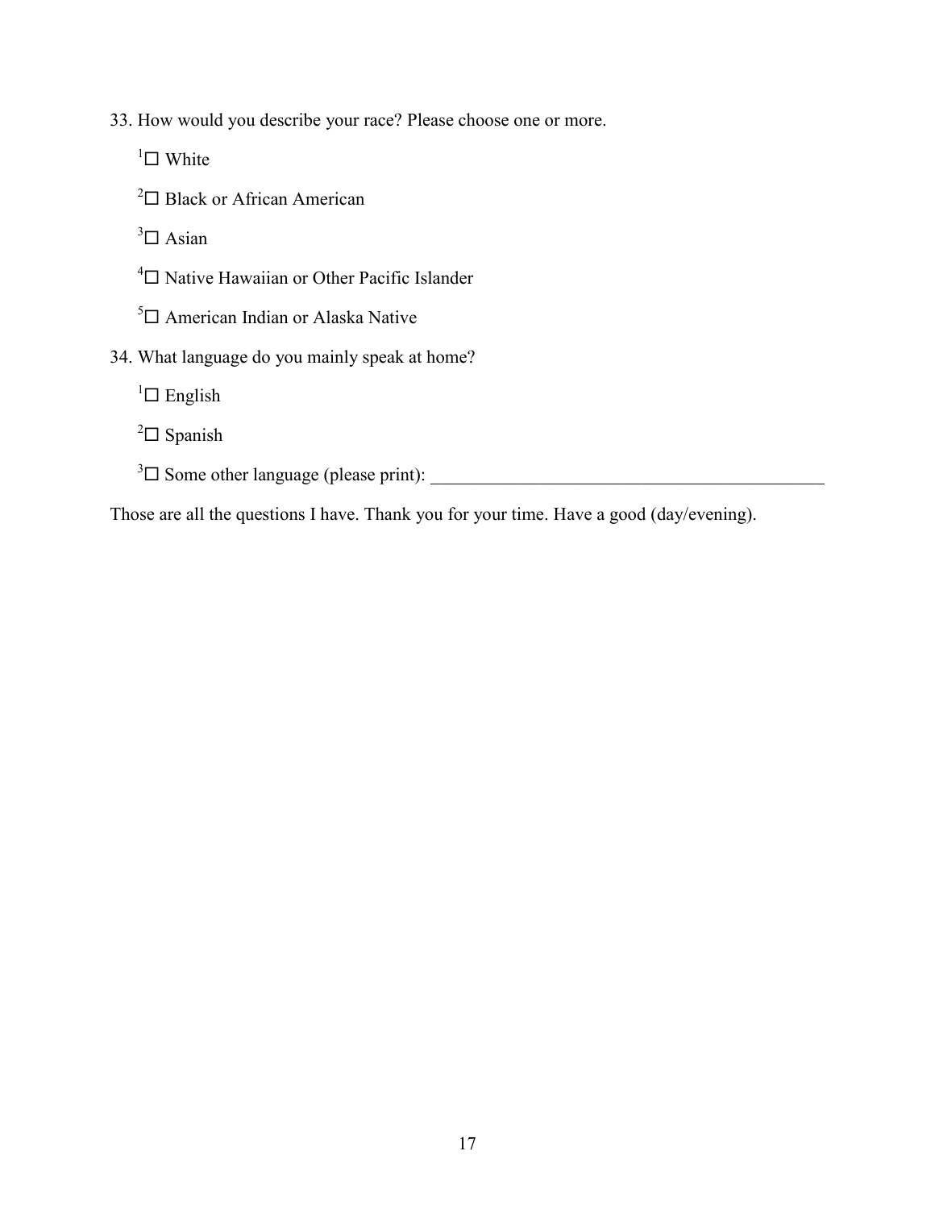33. How would you describe your race? Please choose one or more.

[1]☐ White

[2]☐ Black or African American

[3]☐ Asian

[4]☐ Native Hawaiian or Other Pacific Islander

[5]☐ American Indian or Alaska Native

34. What language do you mainly speak at home?

[1]☐ English

[2]☐ Spanish

[3]☐ Some other language (please print): ____________________________________________

Those are all the questions I have. Thank you for your time. Have a good (day/evening).